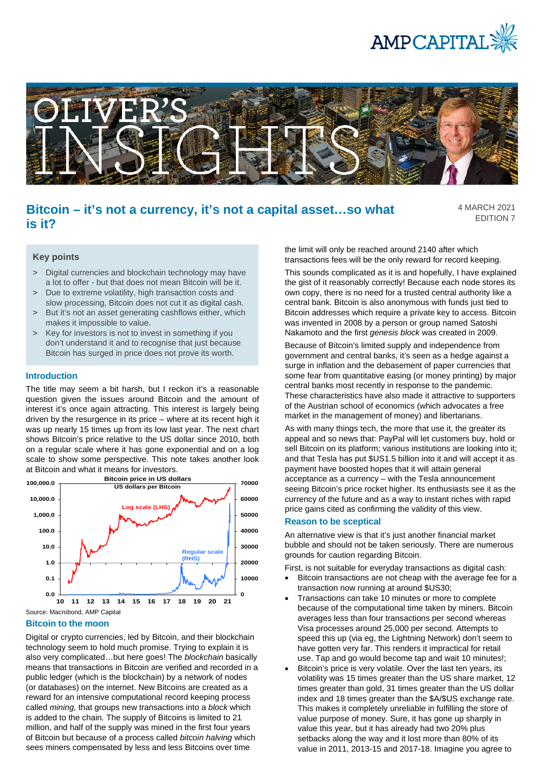# Bitcoin – it's not a currency, it's not a capital asset…so what is it?

4 MARCH 2021
EDITION 7

## Key points

> Digital currencies and blockchain technology may have a lot to offer - but that does not mean Bitcoin will be it.

> Due to extreme volatility, high transaction costs and slow processing, Bitcoin does not cut it as digital cash.

> But it's not an asset generating cashflows either, which makes it impossible to value.

> Key for investors is not to invest in something if you don't understand it and to recognise that just because Bitcoin has surged in price does not prove its worth.

## Introduction

The title may seem a bit harsh, but I reckon it's a reasonable question given the issues around Bitcoin and the amount of interest it's once again attracting. This interest is largely being driven by the resurgence in its price – where at its recent high it was up nearly 15 times up from its low last year. The next chart shows Bitcoin's price relative to the US dollar since 2010, both on a regular scale where it has gone exponential and on a log scale to show some perspective. This note takes another look at Bitcoin and what it means for investors.

Bitcoin price in US dollars
US dollars per Bitcoin

Source: Macrobond, AMP Capital

## Bitcoin to the moon

Digital or crypto currencies, led by Bitcoin, and their blockchain technology seem to hold much promise. Trying to explain it is also very complicated…but here goes! The *blockchain* basically means that transactions in Bitcoin are verified and recorded in a public ledger (which is the blockchain) by a network of nodes (or databases) on the internet. New Bitcoins are created as a reward for an intensive computational record keeping process called *mining,* that groups new transactions into a *block* which is added to the chain*.* The supply of Bitcoins is limited to 21 million, and half of the supply was mined in the first four years of Bitcoin but because of a process called *bitcoin halving* which sees miners compensated by less and less Bitcoins over time the limit will only be reached around 2140 after which transactions fees will be the only reward for record keeping.

This sounds complicated as it is and hopefully, I have explained the gist of it reasonably correctly! Because each node stores its own copy, there is no need for a trusted central authority like a central bank. Bitcoin is also anonymous with funds just tied to Bitcoin addresses which require a private key to access. Bitcoin was invented in 2008 by a person or group named Satoshi Nakamoto and the first *genesis block* was created in 2009.

Because of Bitcoin's limited supply and independence from government and central banks, it's seen as a hedge against a surge in inflation and the debasement of paper currencies that some fear from quantitative easing (or money printing) by major central banks most recently in response to the pandemic. These characteristics have also made it attractive to supporters of the Austrian school of economics (which advocates a free market in the management of money) and libertarians.

As with many things tech, the more that use it, the greater its appeal and so news that: PayPal will let customers buy, hold or sell Bitcoin on its platform; various institutions are looking into it; and that Tesla has put $US1.5 billion into it and will accept it as payment have boosted hopes that it will attain general acceptance as a currency – with the Tesla announcement seeing Bitcoin's price rocket higher. Its enthusiasts see it as the currency of the future and as a way to instant riches with rapid price gains cited as confirming the validity of this view.

## Reason to be sceptical

An alternative view is that it's just another financial market bubble and should not be taken seriously. There are numerous grounds for caution regarding Bitcoin.

First, is not suitable for everyday transactions as digital cash:

- Bitcoin transactions are not cheap with the average fee for a transaction now running at around $US30;
- Transactions can take 10 minutes or more to complete because of the computational time taken by miners. Bitcoin averages less than four transactions per second whereas Visa processes around 25,000 per second. Attempts to speed this up (via eg, the Lightning Network) don't seem to have gotten very far. This renders it impractical for retail use. Tap and go would become tap and wait 10 minutes!;
- Bitcoin's price is very volatile. Over the last ten years, its volatility was 15 times greater than the US share market, 12 times greater than gold, 31 times greater than the US dollar index and 18 times greater than the $A/$US exchange rate. This makes it completely unreliable in fulfilling the store of value purpose of money. Sure, it has gone up sharply in value this year, but it has already had two 20% plus setbacks along the way and it lost more than 80% of its value in 2011, 2013-15 and 2017-18. Imagine you agree to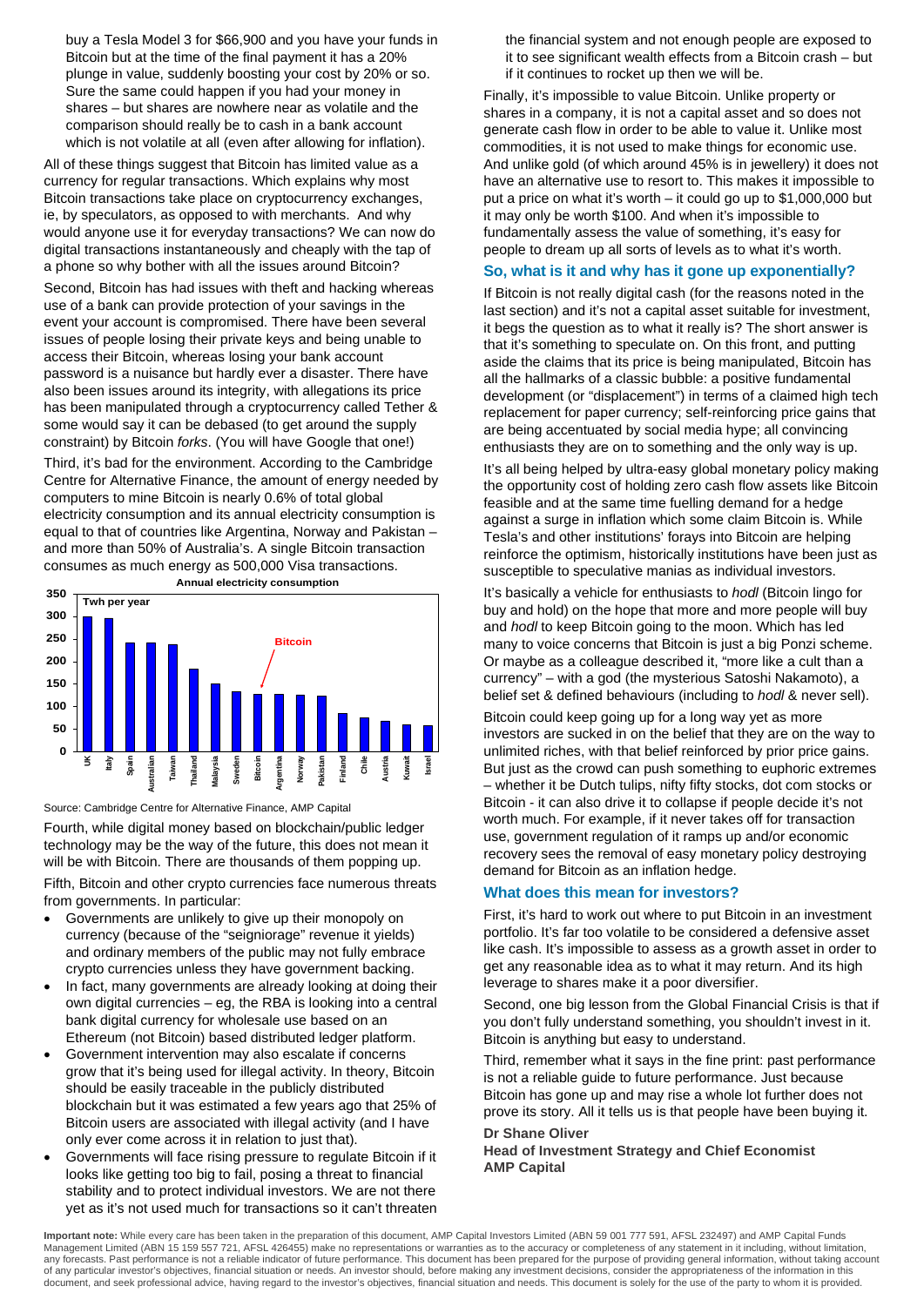buy a Tesla Model 3 for $66,900 and you have your funds in Bitcoin but at the time of the final payment it has a 20% plunge in value, suddenly boosting your cost by 20% or so. Sure the same could happen if you had your money in shares – but shares are nowhere near as volatile and the comparison should really be to cash in a bank account which is not volatile at all (even after allowing for inflation).

All of these things suggest that Bitcoin has limited value as a currency for regular transactions. Which explains why most Bitcoin transactions take place on cryptocurrency exchanges, ie, by speculators, as opposed to with merchants. And why would anyone use it for everyday transactions? We can now do digital transactions instantaneously and cheaply with the tap of a phone so why bother with all the issues around Bitcoin?

Second, Bitcoin has had issues with theft and hacking whereas use of a bank can provide protection of your savings in the event your account is compromised. There have been several issues of people losing their private keys and being unable to access their Bitcoin, whereas losing your bank account password is a nuisance but hardly ever a disaster. There have also been issues around its integrity, with allegations its price has been manipulated through a cryptocurrency called Tether & some would say it can be debased (to get around the supply constraint) by Bitcoin *forks*. (You will have Google that one!)

Third, it's bad for the environment. According to the Cambridge Centre for Alternative Finance, the amount of energy needed by computers to mine Bitcoin is nearly 0.6% of total global electricity consumption and its annual electricity consumption is equal to that of countries like Argentina, Norway and Pakistan – and more than 50% of Australia's. A single Bitcoin transaction consumes as much energy as 500,000 Visa transactions.

**Annual electricity consumption**

Twh per year

350
300
250
200
150
100
50
0

Bitcoin

UK, Italy, Spain, Australian, Taiwan, Thailand, Malaysia, Sweden, Bitcoin, Argentina, Norway, Pakistan, Finland, Chile, Austria, Kuwait, Israel

Source: Cambridge Centre for Alternative Finance, AMP Capital

Fourth, while digital money based on blockchain/public ledger technology may be the way of the future, this does not mean it will be with Bitcoin. There are thousands of them popping up.

Fifth, Bitcoin and other crypto currencies face numerous threats from governments. In particular:

- Governments are unlikely to give up their monopoly on currency (because of the "seigniorage" revenue it yields) and ordinary members of the public may not fully embrace crypto currencies unless they have government backing.
- In fact, many governments are already looking at doing their own digital currencies – eg, the RBA is looking into a central bank digital currency for wholesale use based on an Ethereum (not Bitcoin) based distributed ledger platform.
- Government intervention may also escalate if concerns grow that it's being used for illegal activity. In theory, Bitcoin should be easily traceable in the publicly distributed blockchain but it was estimated a few years ago that 25% of Bitcoin users are associated with illegal activity (and I have only ever come across it in relation to just that).
- Governments will face rising pressure to regulate Bitcoin if it looks like getting too big to fail, posing a threat to financial stability and to protect individual investors. We are not there yet as it's not used much for transactions so it can't threaten the financial system and not enough people are exposed to it to see significant wealth effects from a Bitcoin crash – but if it continues to rocket up then we will be.

Finally, it's impossible to value Bitcoin. Unlike property or shares in a company, it is not a capital asset and so does not generate cash flow in order to be able to value it. Unlike most commodities, it is not used to make things for economic use. And unlike gold (of which around 45% is in jewellery) it does not have an alternative use to resort to. This makes it impossible to put a price on what it's worth – it could go up to $1,000,000 but it may only be worth $100. And when it's impossible to fundamentally assess the value of something, it's easy for people to dream up all sorts of levels as to what it's worth.

## So, what is it and why has it gone up exponentially?

If Bitcoin is not really digital cash (for the reasons noted in the last section) and it's not a capital asset suitable for investment, it begs the question as to what it really is? The short answer is that it's something to speculate on. On this front, and putting aside the claims that its price is being manipulated, Bitcoin has all the hallmarks of a classic bubble: a positive fundamental development (or "displacement") in terms of a claimed high tech replacement for paper currency; self-reinforcing price gains that are being accentuated by social media hype; all convincing enthusiasts they are on to something and the only way is up.

It's all being helped by ultra-easy global monetary policy making the opportunity cost of holding zero cash flow assets like Bitcoin feasible and at the same time fuelling demand for a hedge against a surge in inflation which some claim Bitcoin is. While Tesla's and other institutions' forays into Bitcoin are helping reinforce the optimism, historically institutions have been just as susceptible to speculative manias as individual investors.

It's basically a vehicle for enthusiasts to *hodl* (Bitcoin lingo for buy and hold) on the hope that more and more people will buy and *hodl* to keep Bitcoin going to the moon. Which has led many to voice concerns that Bitcoin is just a big Ponzi scheme. Or maybe as a colleague described it, "more like a cult than a currency" – with a god (the mysterious Satoshi Nakamoto), a belief set & defined behaviours (including to *hodl* & never sell).

Bitcoin could keep going up for a long way yet as more investors are sucked in on the belief that they are on the way to unlimited riches, with that belief reinforced by prior price gains. But just as the crowd can push something to euphoric extremes – whether it be Dutch tulips, nifty fifty stocks, dot com stocks or Bitcoin - it can also drive it to collapse if people decide it's not worth much. For example, if it never takes off for transaction use, government regulation of it ramps up and/or economic recovery sees the removal of easy monetary policy destroying demand for Bitcoin as an inflation hedge.

## What does this mean for investors?

First, it's hard to work out where to put Bitcoin in an investment portfolio. It's far too volatile to be considered a defensive asset like cash. It's impossible to assess as a growth asset in order to get any reasonable idea as to what it may return. And its high leverage to shares make it a poor diversifier.

Second, one big lesson from the Global Financial Crisis is that if you don't fully understand something, you shouldn't invest in it. Bitcoin is anything but easy to understand.

Third, remember what it says in the fine print: past performance is not a reliable guide to future performance. Just because Bitcoin has gone up and may rise a whole lot further does not prove its story. All it tells us is that people have been buying it.

**Dr Shane Oliver**
**Head of Investment Strategy and Chief Economist**
**AMP Capital**

**Important note:** While every care has been taken in the preparation of this document, AMP Capital Investors Limited (ABN 59 001 777 591, AFSL 232497) and AMP Capital Funds Management Limited (ABN 15 159 557 721, AFSL 426455) make no representations or warranties as to the accuracy or completeness of any statement in it including, without limitation, any forecasts. Past performance is not a reliable indicator of future performance. This document has been prepared for the purpose of providing general information, without taking account of any particular investor's objectives, financial situation or needs. An investor should, before making any investment decisions, consider the appropriateness of the information in this document, and seek professional advice, having regard to the investor's objectives, financial situation and needs. This document is solely for the use of the party to whom it is provided.